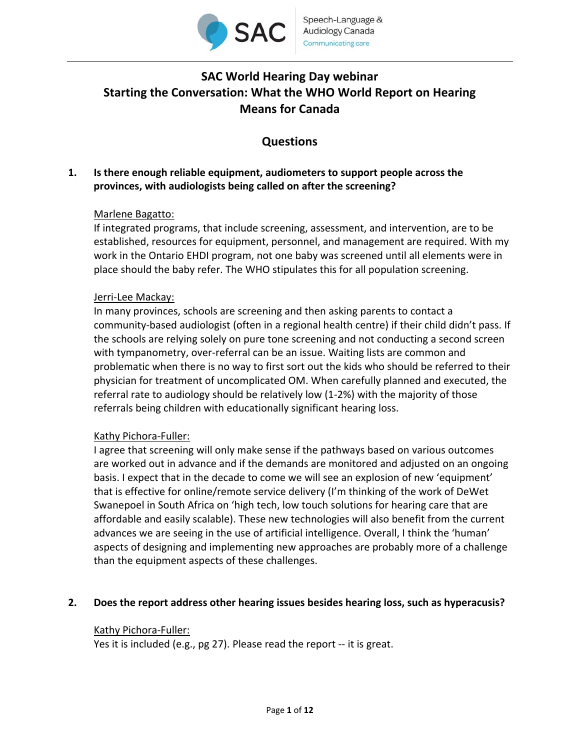# SAC World Hearing Day webinar
# Starting the Conversation: What the WHO World Report on Hearing Means for Canada

## Questions

**1. Is there enough reliable equipment, audiometers to support people across the provinces, with audiologists being called on after the screening?**

Marlene Bagatto:
If integrated programs, that include screening, assessment, and intervention, are to be established, resources for equipment, personnel, and management are required. With my work in the Ontario EHDI program, not one baby was screened until all elements were in place should the baby refer. The WHO stipulates this for all population screening.

Jerri-Lee Mackay:
In many provinces, schools are screening and then asking parents to contact a community-based audiologist (often in a regional health centre) if their child didn't pass. If the schools are relying solely on pure tone screening and not conducting a second screen with tympanometry, over-referral can be an issue. Waiting lists are common and problematic when there is no way to first sort out the kids who should be referred to their physician for treatment of uncomplicated OM. When carefully planned and executed, the referral rate to audiology should be relatively low (1-2%) with the majority of those referrals being children with educationally significant hearing loss.

Kathy Pichora-Fuller:
I agree that screening will only make sense if the pathways based on various outcomes are worked out in advance and if the demands are monitored and adjusted on an ongoing basis. I expect that in the decade to come we will see an explosion of new 'equipment' that is effective for online/remote service delivery (I'm thinking of the work of DeWet Swanepoel in South Africa on 'high tech, low touch solutions for hearing care that are affordable and easily scalable). These new technologies will also benefit from the current advances we are seeing in the use of artificial intelligence. Overall, I think the 'human' aspects of designing and implementing new approaches are probably more of a challenge than the equipment aspects of these challenges.

**2. Does the report address other hearing issues besides hearing loss, such as hyperacusis?**

Kathy Pichora-Fuller:
Yes it is included (e.g., pg 27). Please read the report -- it is great.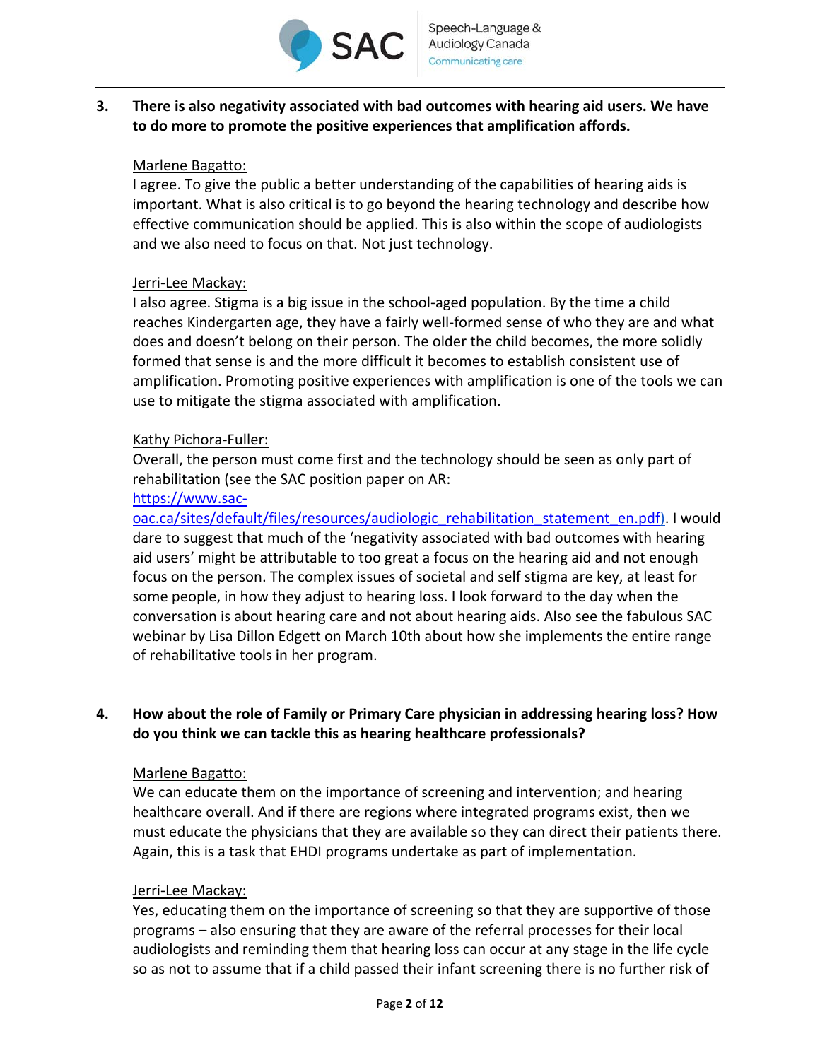**3. There is also negativity associated with bad outcomes with hearing aid users. We have to do more to promote the positive experiences that amplification affords.**

Marlene Bagatto:

I agree. To give the public a better understanding of the capabilities of hearing aids is important. What is also critical is to go beyond the hearing technology and describe how effective communication should be applied. This is also within the scope of audiologists and we also need to focus on that. Not just technology.

Jerri-Lee Mackay:

I also agree. Stigma is a big issue in the school-aged population. By the time a child reaches Kindergarten age, they have a fairly well-formed sense of who they are and what does and doesn't belong on their person. The older the child becomes, the more solidly formed that sense is and the more difficult it becomes to establish consistent use of amplification. Promoting positive experiences with amplification is one of the tools we can use to mitigate the stigma associated with amplification.

Kathy Pichora-Fuller:

Overall, the person must come first and the technology should be seen as only part of rehabilitation (see the SAC position paper on AR: https://www.sac-oac.ca/sites/default/files/resources/audiologic_rehabilitation_statement_en.pdf). I would dare to suggest that much of the 'negativity associated with bad outcomes with hearing aid users' might be attributable to too great a focus on the hearing aid and not enough focus on the person. The complex issues of societal and self stigma are key, at least for some people, in how they adjust to hearing loss. I look forward to the day when the conversation is about hearing care and not about hearing aids. Also see the fabulous SAC webinar by Lisa Dillon Edgett on March 10th about how she implements the entire range of rehabilitative tools in her program.

**4. How about the role of Family or Primary Care physician in addressing hearing loss? How do you think we can tackle this as hearing healthcare professionals?**

Marlene Bagatto:

We can educate them on the importance of screening and intervention; and hearing healthcare overall. And if there are regions where integrated programs exist, then we must educate the physicians that they are available so they can direct their patients there. Again, this is a task that EHDI programs undertake as part of implementation.

Jerri-Lee Mackay:

Yes, educating them on the importance of screening so that they are supportive of those programs – also ensuring that they are aware of the referral processes for their local audiologists and reminding them that hearing loss can occur at any stage in the life cycle so as not to assume that if a child passed their infant screening there is no further risk of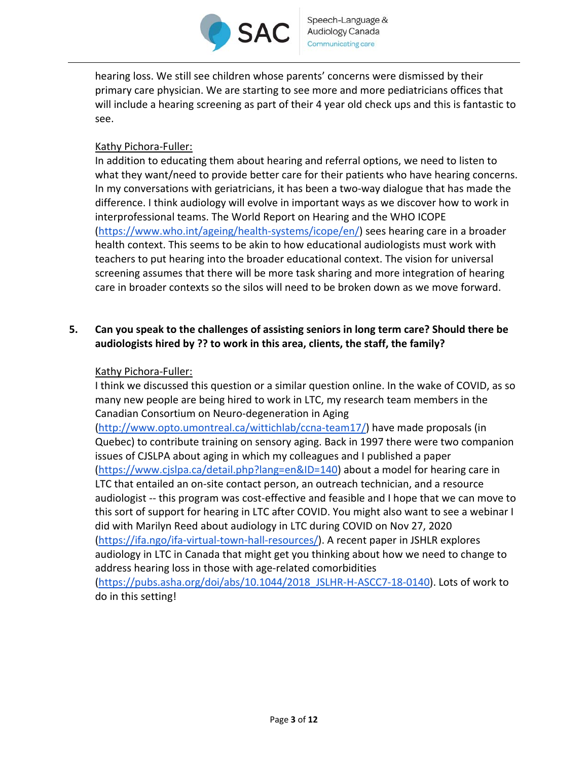hearing loss. We still see children whose parents' concerns were dismissed by their primary care physician. We are starting to see more and more pediatricians offices that will include a hearing screening as part of their 4 year old check ups and this is fantastic to see.

Kathy Pichora-Fuller:

In addition to educating them about hearing and referral options, we need to listen to what they want/need to provide better care for their patients who have hearing concerns. In my conversations with geriatricians, it has been a two-way dialogue that has made the difference. I think audiology will evolve in important ways as we discover how to work in interprofessional teams. The World Report on Hearing and the WHO ICOPE (https://www.who.int/ageing/health-systems/icope/en/) sees hearing care in a broader health context. This seems to be akin to how educational audiologists must work with teachers to put hearing into the broader educational context. The vision for universal screening assumes that there will be more task sharing and more integration of hearing care in broader contexts so the silos will need to be broken down as we move forward.

**5. Can you speak to the challenges of assisting seniors in long term care? Should there be audiologists hired by ?? to work in this area, clients, the staff, the family?**

Kathy Pichora-Fuller:

I think we discussed this question or a similar question online. In the wake of COVID, as so many new people are being hired to work in LTC, my research team members in the Canadian Consortium on Neuro-degeneration in Aging (http://www.opto.umontreal.ca/wittichlab/ccna-team17/) have made proposals (in Quebec) to contribute training on sensory aging. Back in 1997 there were two companion issues of CJSLPA about aging in which my colleagues and I published a paper (https://www.cjslpa.ca/detail.php?lang=en&ID=140) about a model for hearing care in LTC that entailed an on-site contact person, an outreach technician, and a resource audiologist -- this program was cost-effective and feasible and I hope that we can move to this sort of support for hearing in LTC after COVID. You might also want to see a webinar I did with Marilyn Reed about audiology in LTC during COVID on Nov 27, 2020 (https://ifa.ngo/ifa-virtual-town-hall-resources/). A recent paper in JSHLR explores audiology in LTC in Canada that might get you thinking about how we need to change to address hearing loss in those with age-related comorbidities (https://pubs.asha.org/doi/abs/10.1044/2018_JSHLR-H-ASCC7-18-0140). Lots of work to do in this setting!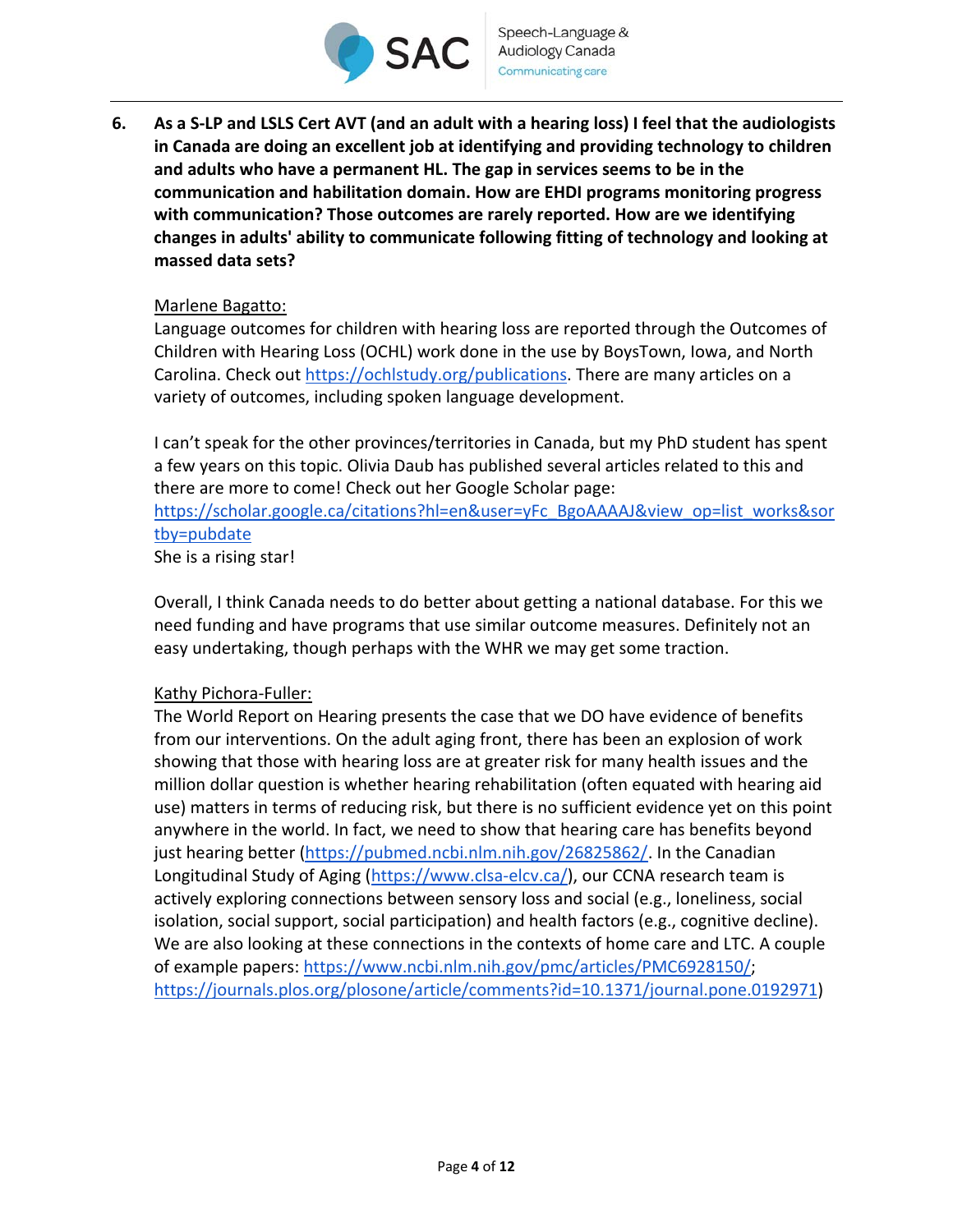**6. As a S-LP and LSLS Cert AVT (and an adult with a hearing loss) I feel that the audiologists in Canada are doing an excellent job at identifying and providing technology to children and adults who have a permanent HL. The gap in services seems to be in the communication and habilitation domain. How are EHDI programs monitoring progress with communication? Those outcomes are rarely reported. How are we identifying changes in adults' ability to communicate following fitting of technology and looking at massed data sets?**

Marlene Bagatto:

Language outcomes for children with hearing loss are reported through the Outcomes of Children with Hearing Loss (OCHL) work done in the use by BoysTown, Iowa, and North Carolina. Check out https://ochlstudy.org/publications. There are many articles on a variety of outcomes, including spoken language development.

I can't speak for the other provinces/territories in Canada, but my PhD student has spent a few years on this topic. Olivia Daub has published several articles related to this and there are more to come! Check out her Google Scholar page: https://scholar.google.ca/citations?hl=en&user=yFc_BgoAAAAJ&view_op=list_works&sortby=pubdate

She is a rising star!

Overall, I think Canada needs to do better about getting a national database. For this we need funding and have programs that use similar outcome measures. Definitely not an easy undertaking, though perhaps with the WHR we may get some traction.

Kathy Pichora-Fuller:

The World Report on Hearing presents the case that we DO have evidence of benefits from our interventions. On the adult aging front, there has been an explosion of work showing that those with hearing loss are at greater risk for many health issues and the million dollar question is whether hearing rehabilitation (often equated with hearing aid use) matters in terms of reducing risk, but there is no sufficient evidence yet on this point anywhere in the world. In fact, we need to show that hearing care has benefits beyond just hearing better (https://pubmed.ncbi.nlm.nih.gov/26825862/. In the Canadian Longitudinal Study of Aging (https://www.clsa-elcv.ca/), our CCNA research team is actively exploring connections between sensory loss and social (e.g., loneliness, social isolation, social support, social participation) and health factors (e.g., cognitive decline). We are also looking at these connections in the contexts of home care and LTC. A couple of example papers: https://www.ncbi.nlm.nih.gov/pmc/articles/PMC6928150/; https://journals.plos.org/plosone/article/comments?id=10.1371/journal.pone.0192971)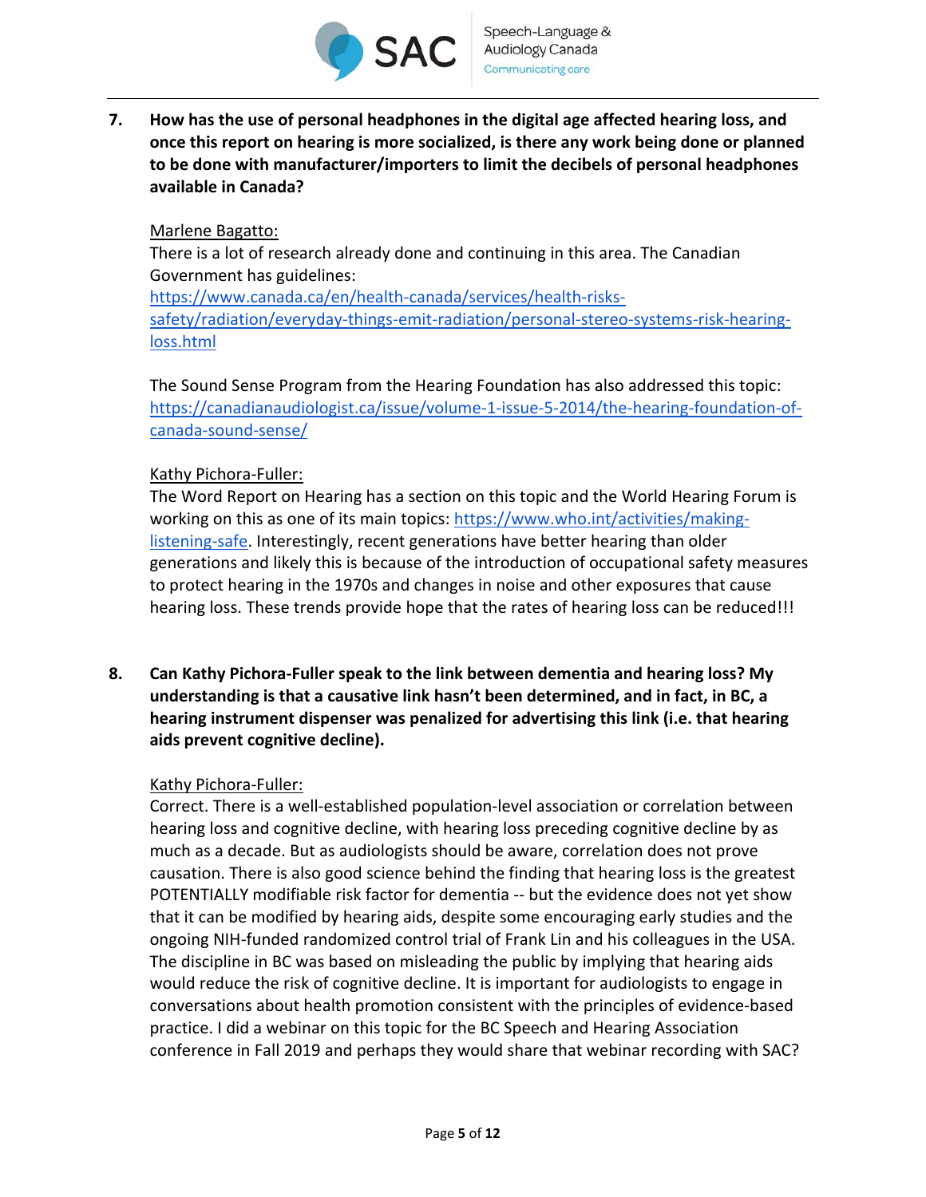**7. How has the use of personal headphones in the digital age affected hearing loss, and once this report on hearing is more socialized, is there any work being done or planned to be done with manufacturer/importers to limit the decibels of personal headphones available in Canada?**

Marlene Bagatto:

There is a lot of research already done and continuing in this area. The Canadian Government has guidelines: https://www.canada.ca/en/health-canada/services/health-risks-safety/radiation/everyday-things-emit-radiation/personal-stereo-systems-risk-hearing-loss.html

The Sound Sense Program from the Hearing Foundation has also addressed this topic: https://canadianaudiologist.ca/issue/volume-1-issue-5-2014/the-hearing-foundation-of-canada-sound-sense/

Kathy Pichora-Fuller:

The Word Report on Hearing has a section on this topic and the World Hearing Forum is working on this as one of its main topics: https://www.who.int/activities/making-listening-safe. Interestingly, recent generations have better hearing than older generations and likely this is because of the introduction of occupational safety measures to protect hearing in the 1970s and changes in noise and other exposures that cause hearing loss. These trends provide hope that the rates of hearing loss can be reduced!!!

**8. Can Kathy Pichora-Fuller speak to the link between dementia and hearing loss? My understanding is that a causative link hasn't been determined, and in fact, in BC, a hearing instrument dispenser was penalized for advertising this link (i.e. that hearing aids prevent cognitive decline).**

Kathy Pichora-Fuller:

Correct. There is a well-established population-level association or correlation between hearing loss and cognitive decline, with hearing loss preceding cognitive decline by as much as a decade. But as audiologists should be aware, correlation does not prove causation. There is also good science behind the finding that hearing loss is the greatest POTENTIALLY modifiable risk factor for dementia -- but the evidence does not yet show that it can be modified by hearing aids, despite some encouraging early studies and the ongoing NIH-funded randomized control trial of Frank Lin and his colleagues in the USA. The discipline in BC was based on misleading the public by implying that hearing aids would reduce the risk of cognitive decline. It is important for audiologists to engage in conversations about health promotion consistent with the principles of evidence-based practice. I did a webinar on this topic for the BC Speech and Hearing Association conference in Fall 2019 and perhaps they would share that webinar recording with SAC?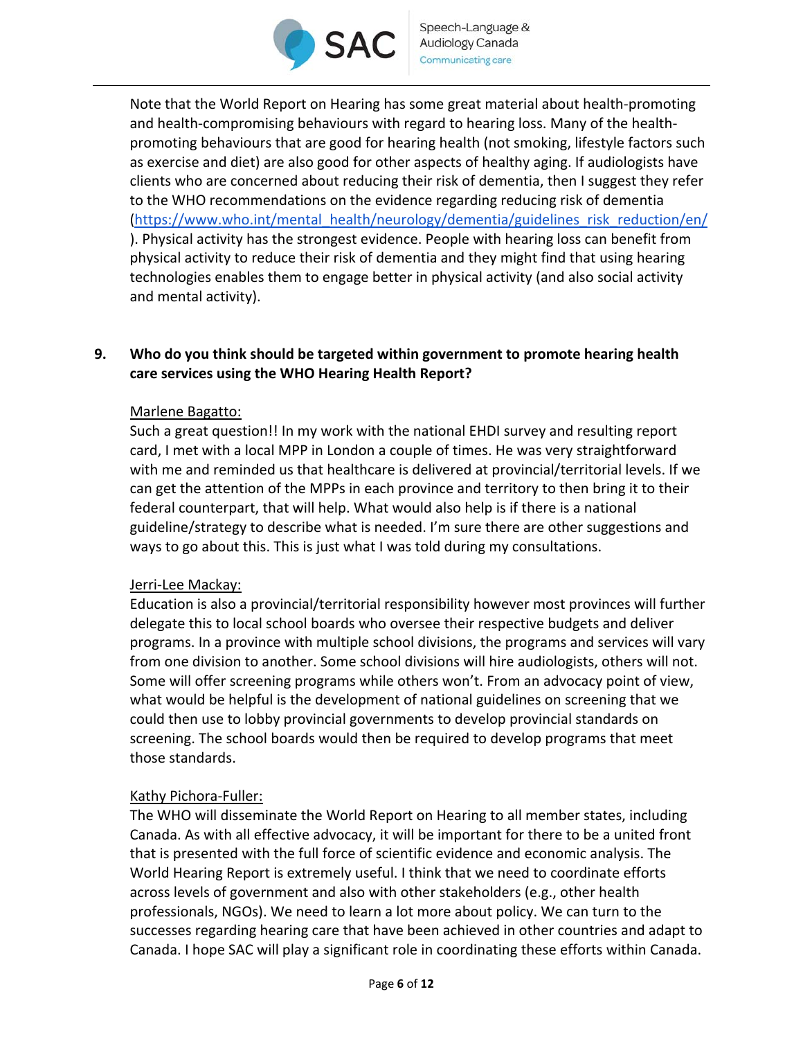Note that the World Report on Hearing has some great material about health-promoting and health-compromising behaviours with regard to hearing loss. Many of the health-promoting behaviours that are good for hearing health (not smoking, lifestyle factors such as exercise and diet) are also good for other aspects of healthy aging. If audiologists have clients who are concerned about reducing their risk of dementia, then I suggest they refer to the WHO recommendations on the evidence regarding reducing risk of dementia (https://www.who.int/mental_health/neurology/dementia/guidelines_risk_reduction/en/). Physical activity has the strongest evidence. People with hearing loss can benefit from physical activity to reduce their risk of dementia and they might find that using hearing technologies enables them to engage better in physical activity (and also social activity and mental activity).

**9. Who do you think should be targeted within government to promote hearing health care services using the WHO Hearing Health Report?**

Marlene Bagatto:

Such a great question!! In my work with the national EHDI survey and resulting report card, I met with a local MPP in London a couple of times. He was very straightforward with me and reminded us that healthcare is delivered at provincial/territorial levels. If we can get the attention of the MPPs in each province and territory to then bring it to their federal counterpart, that will help. What would also help is if there is a national guideline/strategy to describe what is needed. I'm sure there are other suggestions and ways to go about this. This is just what I was told during my consultations.

Jerri-Lee Mackay:

Education is also a provincial/territorial responsibility however most provinces will further delegate this to local school boards who oversee their respective budgets and deliver programs. In a province with multiple school divisions, the programs and services will vary from one division to another. Some school divisions will hire audiologists, others will not. Some will offer screening programs while others won't. From an advocacy point of view, what would be helpful is the development of national guidelines on screening that we could then use to lobby provincial governments to develop provincial standards on screening. The school boards would then be required to develop programs that meet those standards.

Kathy Pichora-Fuller:

The WHO will disseminate the World Report on Hearing to all member states, including Canada. As with all effective advocacy, it will be important for there to be a united front that is presented with the full force of scientific evidence and economic analysis. The World Hearing Report is extremely useful. I think that we need to coordinate efforts across levels of government and also with other stakeholders (e.g., other health professionals, NGOs). We need to learn a lot more about policy. We can turn to the successes regarding hearing care that have been achieved in other countries and adapt to Canada. I hope SAC will play a significant role in coordinating these efforts within Canada.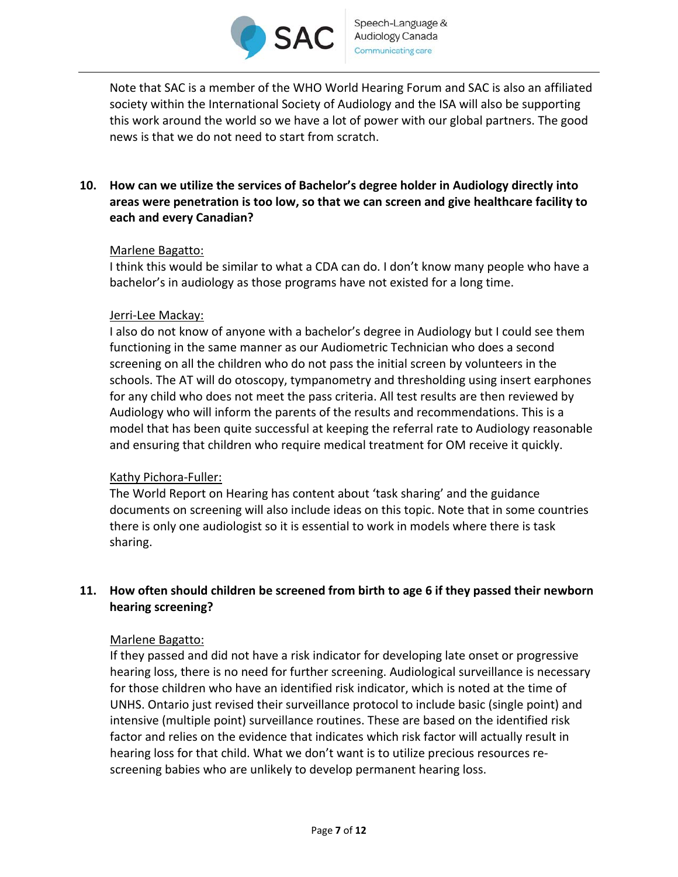Note that SAC is a member of the WHO World Hearing Forum and SAC is also an affiliated society within the International Society of Audiology and the ISA will also be supporting this work around the world so we have a lot of power with our global partners. The good news is that we do not need to start from scratch.

**10. How can we utilize the services of Bachelor's degree holder in Audiology directly into areas were penetration is too low, so that we can screen and give healthcare facility to each and every Canadian?**

<u>Marlene Bagatto:</u>
I think this would be similar to what a CDA can do. I don't know many people who have a bachelor's in audiology as those programs have not existed for a long time.

<u>Jerri-Lee Mackay:</u>
I also do not know of anyone with a bachelor's degree in Audiology but I could see them functioning in the same manner as our Audiometric Technician who does a second screening on all the children who do not pass the initial screen by volunteers in the schools. The AT will do otoscopy, tympanometry and thresholding using insert earphones for any child who does not meet the pass criteria. All test results are then reviewed by Audiology who will inform the parents of the results and recommendations. This is a model that has been quite successful at keeping the referral rate to Audiology reasonable and ensuring that children who require medical treatment for OM receive it quickly.

<u>Kathy Pichora-Fuller:</u>
The World Report on Hearing has content about 'task sharing' and the guidance documents on screening will also include ideas on this topic. Note that in some countries there is only one audiologist so it is essential to work in models where there is task sharing.

**11. How often should children be screened from birth to age 6 if they passed their newborn hearing screening?**

<u>Marlene Bagatto:</u>
If they passed and did not have a risk indicator for developing late onset or progressive hearing loss, there is no need for further screening. Audiological surveillance is necessary for those children who have an identified risk indicator, which is noted at the time of UNHS. Ontario just revised their surveillance protocol to include basic (single point) and intensive (multiple point) surveillance routines. These are based on the identified risk factor and relies on the evidence that indicates which risk factor will actually result in hearing loss for that child. What we don't want is to utilize precious resources re-screening babies who are unlikely to develop permanent hearing loss.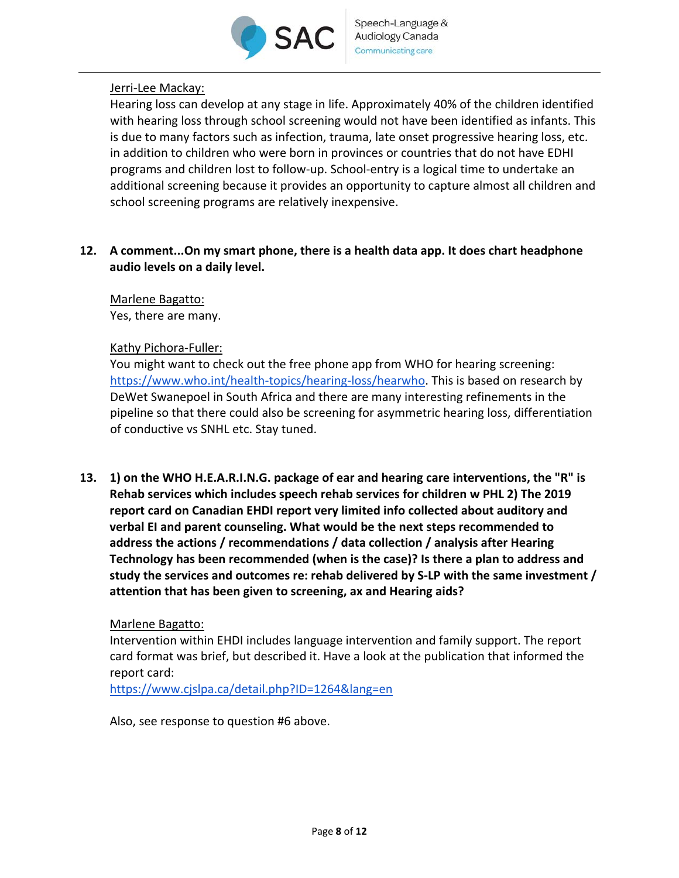Jerri-Lee Mackay:

Hearing loss can develop at any stage in life. Approximately 40% of the children identified with hearing loss through school screening would not have been identified as infants. This is due to many factors such as infection, trauma, late onset progressive hearing loss, etc. in addition to children who were born in provinces or countries that do not have EDHI programs and children lost to follow-up. School-entry is a logical time to undertake an additional screening because it provides an opportunity to capture almost all children and school screening programs are relatively inexpensive.

**12. A comment...On my smart phone, there is a health data app. It does chart headphone audio levels on a daily level.**

Marlene Bagatto:

Yes, there are many.

Kathy Pichora-Fuller:

You might want to check out the free phone app from WHO for hearing screening: https://www.who.int/health-topics/hearing-loss/hearwho. This is based on research by DeWet Swanepoel in South Africa and there are many interesting refinements in the pipeline so that there could also be screening for asymmetric hearing loss, differentiation of conductive vs SNHL etc. Stay tuned.

**13. 1) on the WHO H.E.A.R.I.N.G. package of ear and hearing care interventions, the "R" is Rehab services which includes speech rehab services for children w PHL 2) The 2019 report card on Canadian EHDI report very limited info collected about auditory and verbal EI and parent counseling. What would be the next steps recommended to address the actions / recommendations / data collection / analysis after Hearing Technology has been recommended (when is the case)? Is there a plan to address and study the services and outcomes re: rehab delivered by S-LP with the same investment / attention that has been given to screening, ax and Hearing aids?**

Marlene Bagatto:

Intervention within EHDI includes language intervention and family support. The report card format was brief, but described it. Have a look at the publication that informed the report card:

https://www.cjslpa.ca/detail.php?ID=1264&lang=en

Also, see response to question #6 above.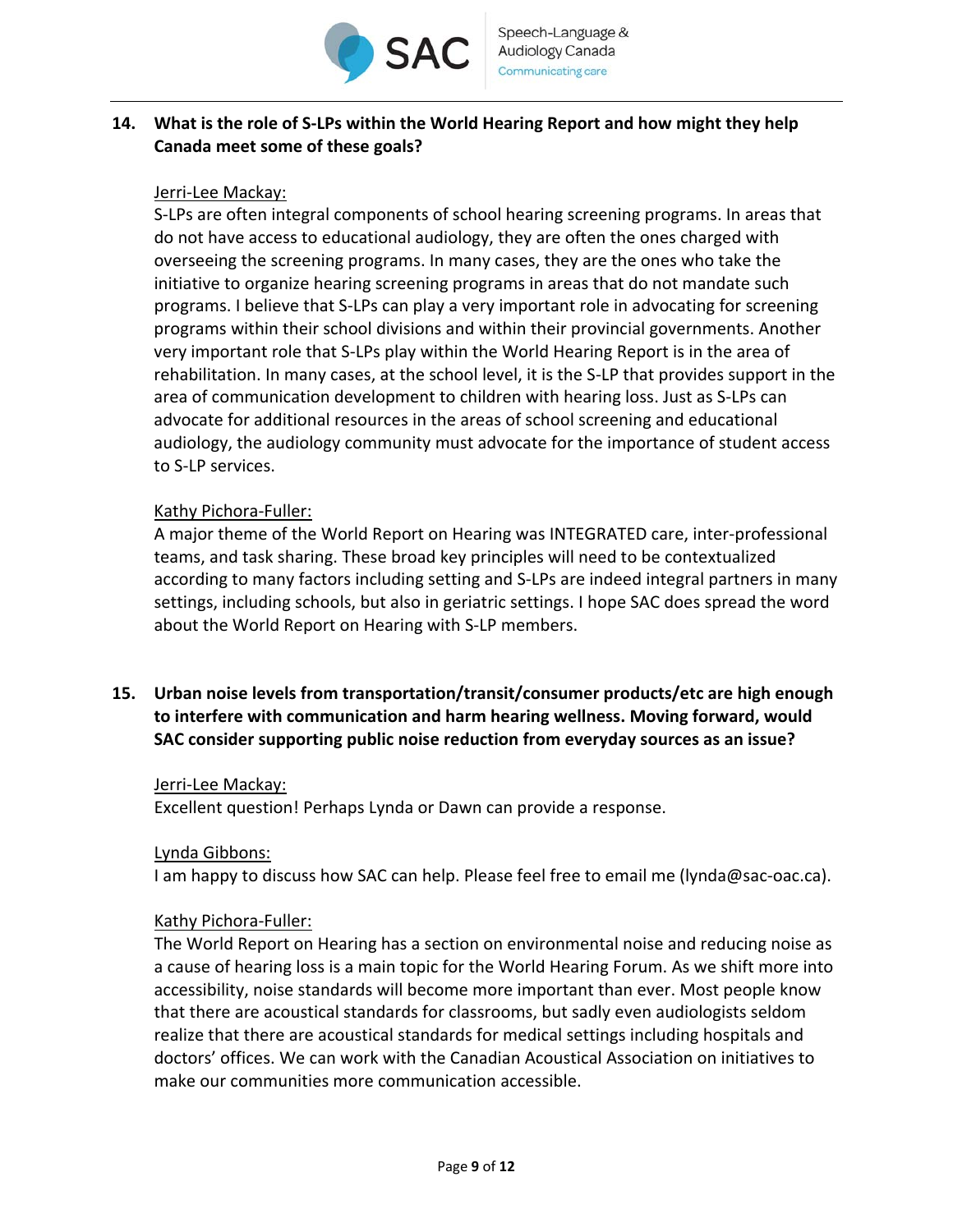**14. What is the role of S-LPs within the World Hearing Report and how might they help Canada meet some of these goals?**

Jerri-Lee Mackay:

S-LPs are often integral components of school hearing screening programs. In areas that do not have access to educational audiology, they are often the ones charged with overseeing the screening programs. In many cases, they are the ones who take the initiative to organize hearing screening programs in areas that do not mandate such programs. I believe that S-LPs can play a very important role in advocating for screening programs within their school divisions and within their provincial governments. Another very important role that S-LPs play within the World Hearing Report is in the area of rehabilitation. In many cases, at the school level, it is the S-LP that provides support in the area of communication development to children with hearing loss. Just as S-LPs can advocate for additional resources in the areas of school screening and educational audiology, the audiology community must advocate for the importance of student access to S-LP services.

Kathy Pichora-Fuller:

A major theme of the World Report on Hearing was INTEGRATED care, inter-professional teams, and task sharing. These broad key principles will need to be contextualized according to many factors including setting and S-LPs are indeed integral partners in many settings, including schools, but also in geriatric settings. I hope SAC does spread the word about the World Report on Hearing with S-LP members.

**15. Urban noise levels from transportation/transit/consumer products/etc are high enough to interfere with communication and harm hearing wellness. Moving forward, would SAC consider supporting public noise reduction from everyday sources as an issue?**

Jerri-Lee Mackay:

Excellent question! Perhaps Lynda or Dawn can provide a response.

Lynda Gibbons:

I am happy to discuss how SAC can help. Please feel free to email me (lynda@sac-oac.ca).

Kathy Pichora-Fuller:

The World Report on Hearing has a section on environmental noise and reducing noise as a cause of hearing loss is a main topic for the World Hearing Forum. As we shift more into accessibility, noise standards will become more important than ever. Most people know that there are acoustical standards for classrooms, but sadly even audiologists seldom realize that there are acoustical standards for medical settings including hospitals and doctors' offices. We can work with the Canadian Acoustical Association on initiatives to make our communities more communication accessible.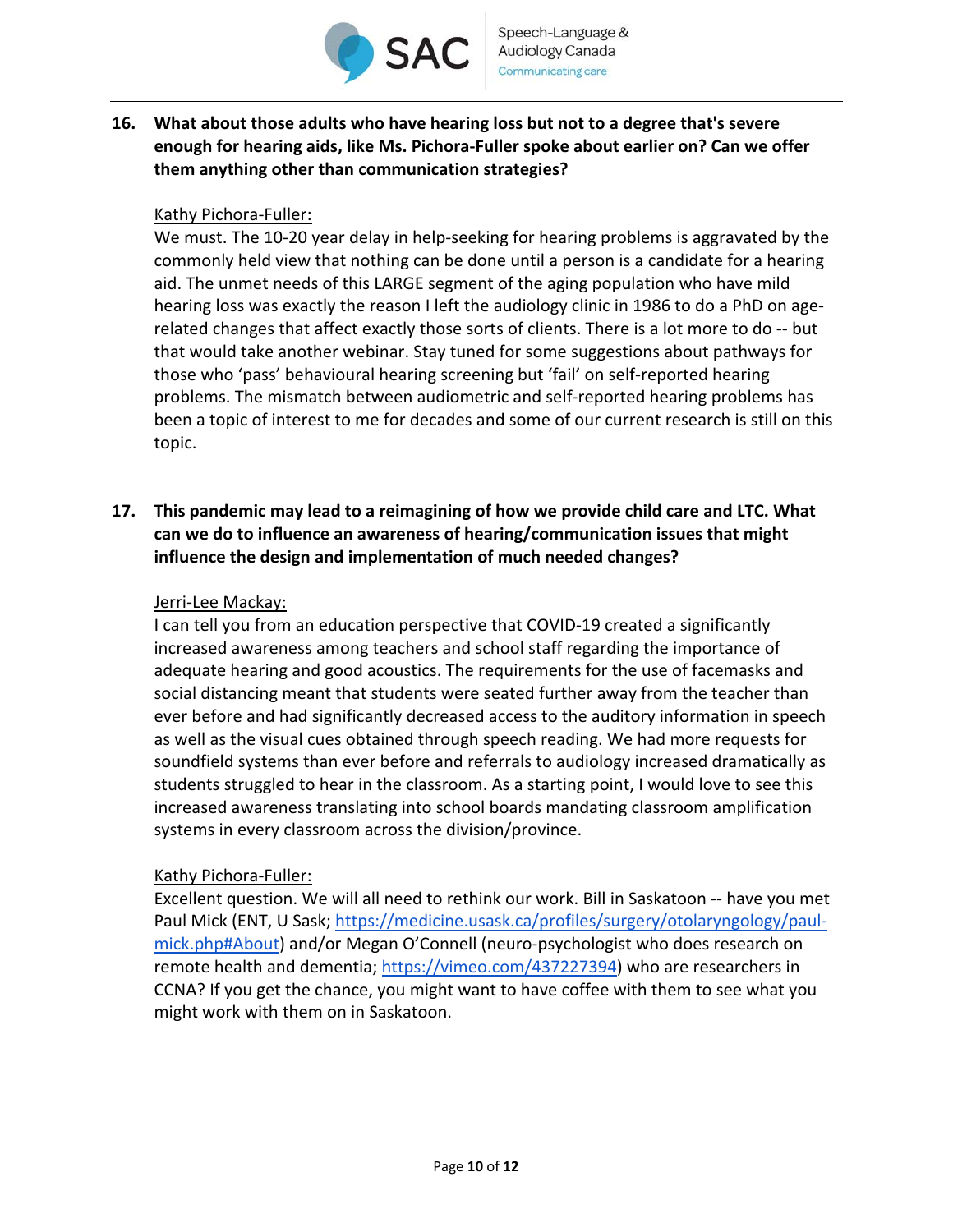**16. What about those adults who have hearing loss but not to a degree that's severe enough for hearing aids, like Ms. Pichora-Fuller spoke about earlier on? Can we offer them anything other than communication strategies?**

Kathy Pichora-Fuller:

We must. The 10-20 year delay in help-seeking for hearing problems is aggravated by the commonly held view that nothing can be done until a person is a candidate for a hearing aid. The unmet needs of this LARGE segment of the aging population who have mild hearing loss was exactly the reason I left the audiology clinic in 1986 to do a PhD on age-related changes that affect exactly those sorts of clients. There is a lot more to do -- but that would take another webinar. Stay tuned for some suggestions about pathways for those who 'pass' behavioural hearing screening but 'fail' on self-reported hearing problems. The mismatch between audiometric and self-reported hearing problems has been a topic of interest to me for decades and some of our current research is still on this topic.

**17. This pandemic may lead to a reimagining of how we provide child care and LTC. What can we do to influence an awareness of hearing/communication issues that might influence the design and implementation of much needed changes?**

Jerri-Lee Mackay:

I can tell you from an education perspective that COVID-19 created a significantly increased awareness among teachers and school staff regarding the importance of adequate hearing and good acoustics. The requirements for the use of facemasks and social distancing meant that students were seated further away from the teacher than ever before and had significantly decreased access to the auditory information in speech as well as the visual cues obtained through speech reading. We had more requests for soundfield systems than ever before and referrals to audiology increased dramatically as students struggled to hear in the classroom. As a starting point, I would love to see this increased awareness translating into school boards mandating classroom amplification systems in every classroom across the division/province.

Kathy Pichora-Fuller:

Excellent question. We will all need to rethink our work. Bill in Saskatoon -- have you met Paul Mick (ENT, U Sask; https://medicine.usask.ca/profiles/surgery/otolaryngology/paul-mick.php#About) and/or Megan O'Connell (neuro-psychologist who does research on remote health and dementia; https://vimeo.com/437227394) who are researchers in CCNA? If you get the chance, you might want to have coffee with them to see what you might work with them on in Saskatoon.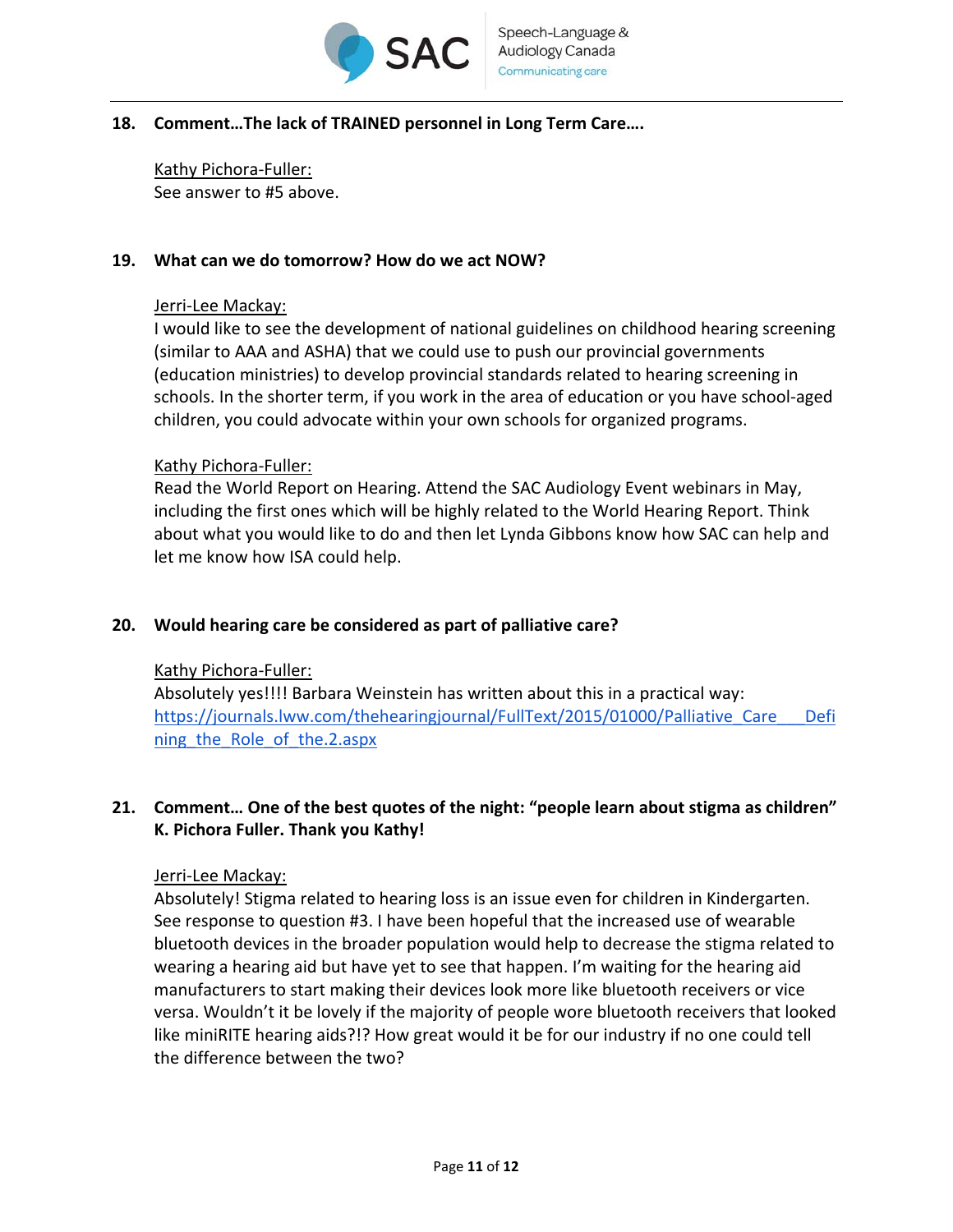**18. Comment…The lack of TRAINED personnel in Long Term Care….**

Kathy Pichora-Fuller:
See answer to #5 above.

**19. What can we do tomorrow? How do we act NOW?**

Jerri-Lee Mackay:
I would like to see the development of national guidelines on childhood hearing screening (similar to AAA and ASHA) that we could use to push our provincial governments (education ministries) to develop provincial standards related to hearing screening in schools. In the shorter term, if you work in the area of education or you have school-aged children, you could advocate within your own schools for organized programs.

Kathy Pichora-Fuller:
Read the World Report on Hearing. Attend the SAC Audiology Event webinars in May, including the first ones which will be highly related to the World Hearing Report. Think about what you would like to do and then let Lynda Gibbons know how SAC can help and let me know how ISA could help.

**20. Would hearing care be considered as part of palliative care?**

Kathy Pichora-Fuller:
Absolutely yes!!!! Barbara Weinstein has written about this in a practical way: https://journals.lww.com/thehearingjournal/FullText/2015/01000/Palliative_Care___Defining_the_Role_of_the.2.aspx

**21. Comment… One of the best quotes of the night: "people learn about stigma as children" K. Pichora Fuller. Thank you Kathy!**

Jerri-Lee Mackay:
Absolutely! Stigma related to hearing loss is an issue even for children in Kindergarten. See response to question #3. I have been hopeful that the increased use of wearable bluetooth devices in the broader population would help to decrease the stigma related to wearing a hearing aid but have yet to see that happen. I'm waiting for the hearing aid manufacturers to start making their devices look more like bluetooth receivers or vice versa. Wouldn't it be lovely if the majority of people wore bluetooth receivers that looked like miniRITE hearing aids?!? How great would it be for our industry if no one could tell the difference between the two?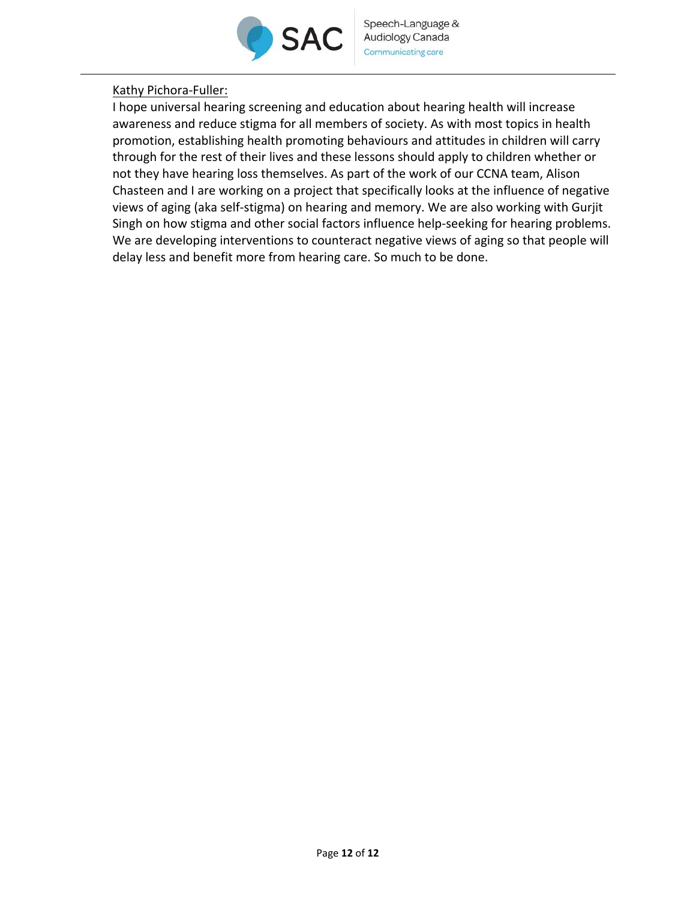<u>Kathy Pichora-Fuller:</u>

I hope universal hearing screening and education about hearing health will increase awareness and reduce stigma for all members of society. As with most topics in health promotion, establishing health promoting behaviours and attitudes in children will carry through for the rest of their lives and these lessons should apply to children whether or not they have hearing loss themselves. As part of the work of our CCNA team, Alison Chasteen and I are working on a project that specifically looks at the influence of negative views of aging (aka self-stigma) on hearing and memory. We are also working with Gurjit Singh on how stigma and other social factors influence help-seeking for hearing problems. We are developing interventions to counteract negative views of aging so that people will delay less and benefit more from hearing care. So much to be done.